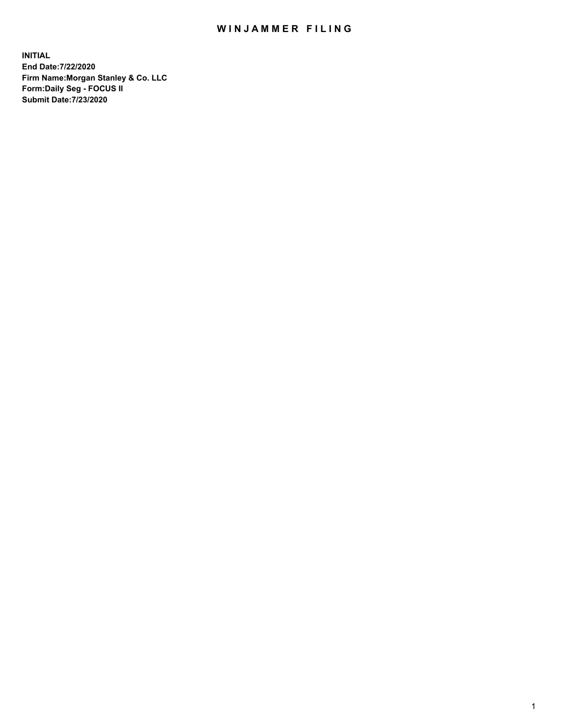# WINJAMMER FILING

**INITIAL**
**End Date:7/22/2020**
**Firm Name:Morgan Stanley & Co. LLC**
**Form:Daily Seg - FOCUS II**
**Submit Date:7/23/2020**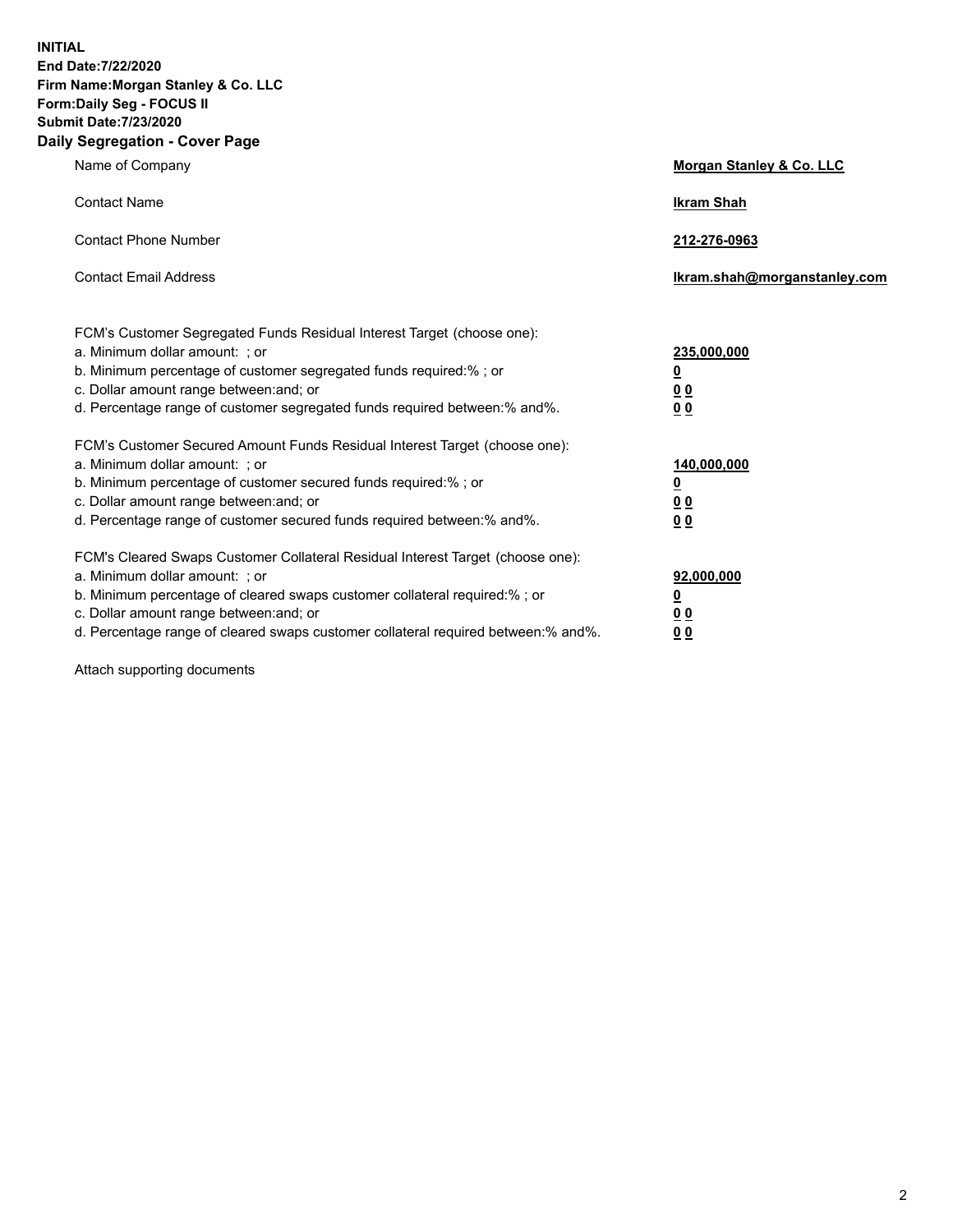**INITIAL**
**End Date:7/22/2020**
**Firm Name:Morgan Stanley & Co. LLC**
**Form:Daily Seg - FOCUS II**
**Submit Date:7/23/2020**
**Daily Segregation - Cover Page**

| | |
|---|---|
| Name of Company | **Morgan Stanley & Co. LLC** |
| Contact Name | **Ikram Shah** |
| Contact Phone Number | **212-276-0963** |
| Contact Email Address | **Ikram.shah@morganstanley.com** |

| | |
|---|---|
| FCM's Customer Segregated Funds Residual Interest Target (choose one): | |
| a. Minimum dollar amount: ; or | **235,000,000** |
| b. Minimum percentage of customer segregated funds required:% ; or | **0** |
| c. Dollar amount range between:and; or | **0 0** |
| d. Percentage range of customer segregated funds required between:% and%. | **0 0** |
| FCM's Customer Secured Amount Funds Residual Interest Target (choose one): | |
| a. Minimum dollar amount: ; or | **140,000,000** |
| b. Minimum percentage of customer secured funds required:% ; or | **0** |
| c. Dollar amount range between:and; or | **0 0** |
| d. Percentage range of customer secured funds required between:% and%. | **0 0** |
| FCM's Cleared Swaps Customer Collateral Residual Interest Target (choose one): | |
| a. Minimum dollar amount: ; or | **92,000,000** |
| b. Minimum percentage of cleared swaps customer collateral required:% ; or | **0** |
| c. Dollar amount range between:and; or | **0 0** |
| d. Percentage range of cleared swaps customer collateral required between:% and%. | **0 0** |

Attach supporting documents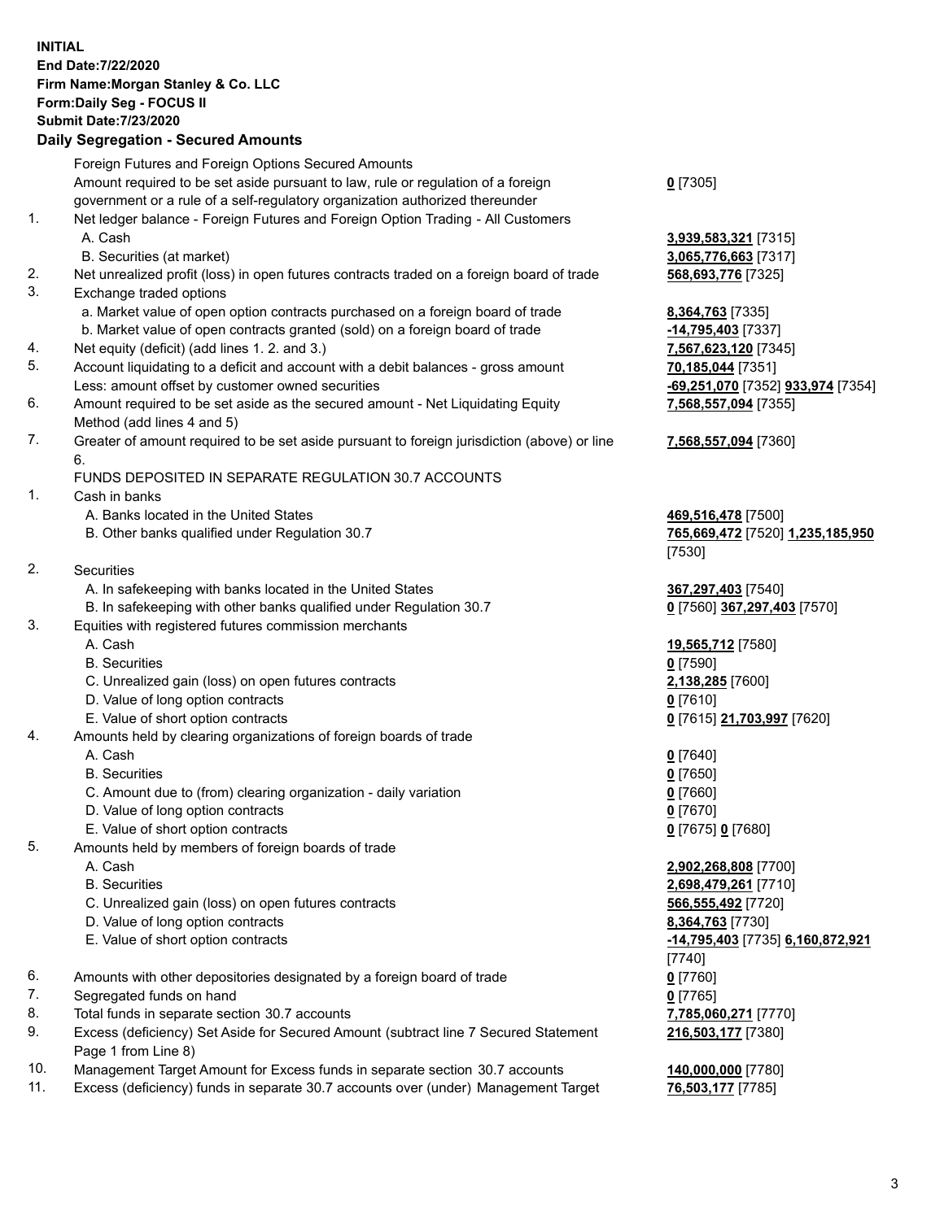**INITIAL**
**End Date:7/22/2020**
**Firm Name:Morgan Stanley & Co. LLC**
**Form:Daily Seg - FOCUS II**
**Submit Date:7/23/2020**

## Daily Segregation - Secured Amounts

| | | |
|---|---|---|
| | Foreign Futures and Foreign Options Secured Amounts | |
| | Amount required to be set aside pursuant to law, rule or regulation of a foreign government or a rule of a self-regulatory organization authorized thereunder | **0** [7305] |
| 1. | Net ledger balance - Foreign Futures and Foreign Option Trading - All Customers | |
| | A. Cash | **3,939,583,321** [7315] |
| | B. Securities (at market) | **3,065,776,663** [7317] |
| 2. | Net unrealized profit (loss) in open futures contracts traded on a foreign board of trade | **568,693,776** [7325] |
| 3. | Exchange traded options | |
| | a. Market value of open option contracts purchased on a foreign board of trade | **8,364,763** [7335] |
| | b. Market value of open contracts granted (sold) on a foreign board of trade | **-14,795,403** [7337] |
| 4. | Net equity (deficit) (add lines 1. 2. and 3.) | **7,567,623,120** [7345] |
| 5. | Account liquidating to a deficit and account with a debit balances - gross amount | **70,185,044** [7351] |
| | Less: amount offset by customer owned securities | **-69,251,070** [7352] **933,974** [7354] |
| 6. | Amount required to be set aside as the secured amount - Net Liquidating Equity Method (add lines 4 and 5) | **7,568,557,094** [7355] |
| 7. | Greater of amount required to be set aside pursuant to foreign jurisdiction (above) or line 6. | **7,568,557,094** [7360] |
| | FUNDS DEPOSITED IN SEPARATE REGULATION 30.7 ACCOUNTS | |
| 1. | Cash in banks | |
| | A. Banks located in the United States | **469,516,478** [7500] |
| | B. Other banks qualified under Regulation 30.7 | **765,669,472** [7520] **1,235,185,950** [7530] |
| 2. | Securities | |
| | A. In safekeeping with banks located in the United States | **367,297,403** [7540] |
| | B. In safekeeping with other banks qualified under Regulation 30.7 | **0** [7560] **367,297,403** [7570] |
| 3. | Equities with registered futures commission merchants | |
| | A. Cash | **19,565,712** [7580] |
| | B. Securities | **0** [7590] |
| | C. Unrealized gain (loss) on open futures contracts | **2,138,285** [7600] |
| | D. Value of long option contracts | **0** [7610] |
| | E. Value of short option contracts | **0** [7615] **21,703,997** [7620] |
| 4. | Amounts held by clearing organizations of foreign boards of trade | |
| | A. Cash | **0** [7640] |
| | B. Securities | **0** [7650] |
| | C. Amount due to (from) clearing organization - daily variation | **0** [7660] |
| | D. Value of long option contracts | **0** [7670] |
| | E. Value of short option contracts | **0** [7675] **0** [7680] |
| 5. | Amounts held by members of foreign boards of trade | |
| | A. Cash | **2,902,268,808** [7700] |
| | B. Securities | **2,698,479,261** [7710] |
| | C. Unrealized gain (loss) on open futures contracts | **566,555,492** [7720] |
| | D. Value of long option contracts | **8,364,763** [7730] |
| | E. Value of short option contracts | **-14,795,403** [7735] **6,160,872,921** [7740] |
| 6. | Amounts with other depositories designated by a foreign board of trade | **0** [7760] |
| 7. | Segregated funds on hand | **0** [7765] |
| 8. | Total funds in separate section 30.7 accounts | **7,785,060,271** [7770] |
| 9. | Excess (deficiency) Set Aside for Secured Amount (subtract line 7 Secured Statement Page 1 from Line 8) | **216,503,177** [7380] |
| 10. | Management Target Amount for Excess funds in separate section 30.7 accounts | **140,000,000** [7780] |
| 11. | Excess (deficiency) funds in separate 30.7 accounts over (under) Management Target | **76,503,177** [7785] |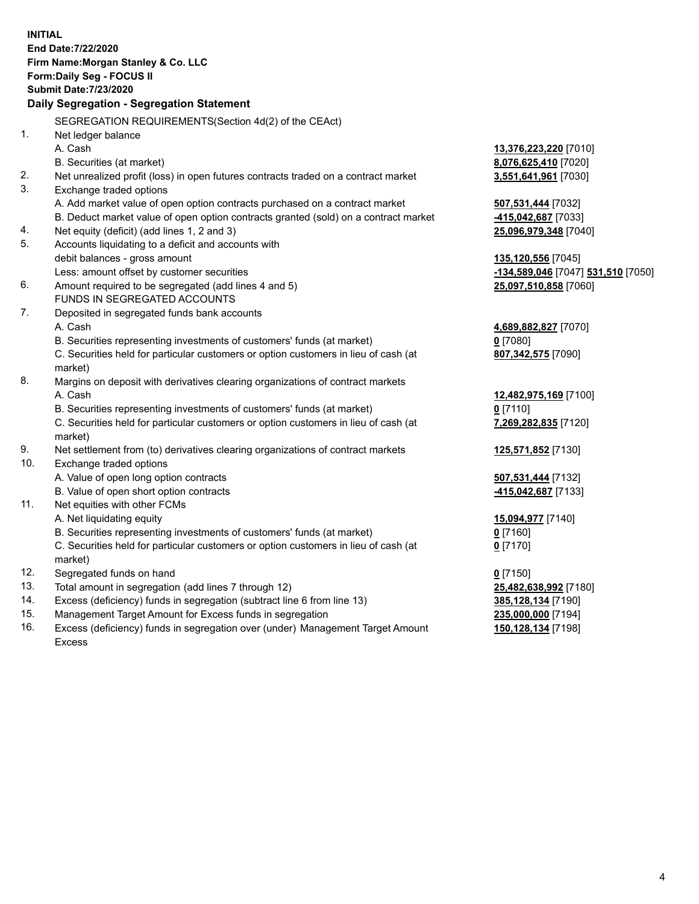**INITIAL**
**End Date:7/22/2020**
**Firm Name:Morgan Stanley & Co. LLC**
**Form:Daily Seg - FOCUS II**
**Submit Date:7/23/2020**

## Daily Segregation - Segregation Statement

SEGREGATION REQUIREMENTS(Section 4d(2) of the CEAct)

| | | |
|---|---|---|
| 1. | Net ledger balance | |
| | A. Cash | **13,376,223,220** [7010] |
| | B. Securities (at market) | **8,076,625,410** [7020] |
| 2. | Net unrealized profit (loss) in open futures contracts traded on a contract market | **3,551,641,961** [7030] |
| 3. | Exchange traded options | |
| | A. Add market value of open option contracts purchased on a contract market | **507,531,444** [7032] |
| | B. Deduct market value of open option contracts granted (sold) on a contract market | **-415,042,687** [7033] |
| 4. | Net equity (deficit) (add lines 1, 2 and 3) | **25,096,979,348** [7040] |
| 5. | Accounts liquidating to a deficit and accounts with debit balances - gross amount | **135,120,556** [7045] |
| | Less: amount offset by customer securities | **-134,589,046** [7047] **531,510** [7050] |
| 6. | Amount required to be segregated (add lines 4 and 5) | **25,097,510,858** [7060] |
| | FUNDS IN SEGREGATED ACCOUNTS | |
| 7. | Deposited in segregated funds bank accounts | |
| | A. Cash | **4,689,882,827** [7070] |
| | B. Securities representing investments of customers' funds (at market) | **0** [7080] |
| | C. Securities held for particular customers or option customers in lieu of cash (at market) | **807,342,575** [7090] |
| 8. | Margins on deposit with derivatives clearing organizations of contract markets | |
| | A. Cash | **12,482,975,169** [7100] |
| | B. Securities representing investments of customers' funds (at market) | **0** [7110] |
| | C. Securities held for particular customers or option customers in lieu of cash (at market) | **7,269,282,835** [7120] |
| 9. | Net settlement from (to) derivatives clearing organizations of contract markets | **125,571,852** [7130] |
| 10. | Exchange traded options | |
| | A. Value of open long option contracts | **507,531,444** [7132] |
| | B. Value of open short option contracts | **-415,042,687** [7133] |
| 11. | Net equities with other FCMs | |
| | A. Net liquidating equity | **15,094,977** [7140] |
| | B. Securities representing investments of customers' funds (at market) | **0** [7160] |
| | C. Securities held for particular customers or option customers in lieu of cash (at market) | **0** [7170] |
| 12. | Segregated funds on hand | **0** [7150] |
| 13. | Total amount in segregation (add lines 7 through 12) | **25,482,638,992** [7180] |
| 14. | Excess (deficiency) funds in segregation (subtract line 6 from line 13) | **385,128,134** [7190] |
| 15. | Management Target Amount for Excess funds in segregation | **235,000,000** [7194] |
| 16. | Excess (deficiency) funds in segregation over (under) Management Target Amount Excess | **150,128,134** [7198] |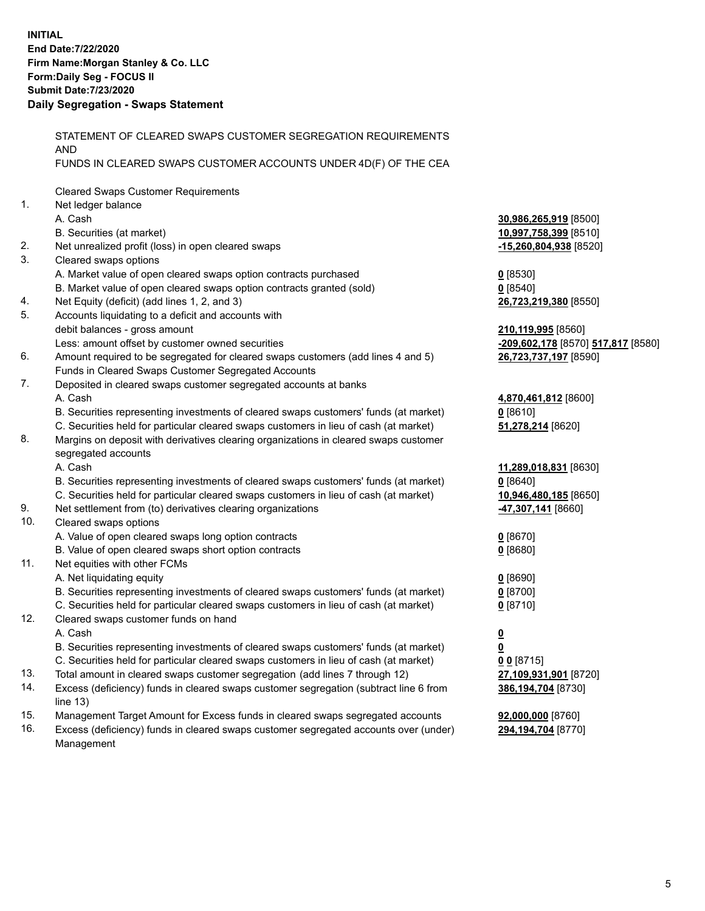**INITIAL**
**End Date:7/22/2020**
**Firm Name:Morgan Stanley & Co. LLC**
**Form:Daily Seg - FOCUS II**
**Submit Date:7/23/2020**
**Daily Segregation - Swaps Statement**

STATEMENT OF CLEARED SWAPS CUSTOMER SEGREGATION REQUIREMENTS AND FUNDS IN CLEARED SWAPS CUSTOMER ACCOUNTS UNDER 4D(F) OF THE CEA

| | | |
|---|---|---|
| | Cleared Swaps Customer Requirements | |
| 1. | Net ledger balance | |
| | A. Cash | **30,986,265,919** [8500] |
| | B. Securities (at market) | **10,997,758,399** [8510] |
| 2. | Net unrealized profit (loss) in open cleared swaps | **-15,260,804,938** [8520] |
| 3. | Cleared swaps options | |
| | A. Market value of open cleared swaps option contracts purchased | **0** [8530] |
| | B. Market value of open cleared swaps option contracts granted (sold) | **0** [8540] |
| 4. | Net Equity (deficit) (add lines 1, 2, and 3) | **26,723,219,380** [8550] |
| 5. | Accounts liquidating to a deficit and accounts with | |
| | debit balances - gross amount | **210,119,995** [8560] |
| | Less: amount offset by customer owned securities | **-209,602,178** [8570] **517,817** [8580] |
| 6. | Amount required to be segregated for cleared swaps customers (add lines 4 and 5) | **26,723,737,197** [8590] |
| | Funds in Cleared Swaps Customer Segregated Accounts | |
| 7. | Deposited in cleared swaps customer segregated accounts at banks | |
| | A. Cash | **4,870,461,812** [8600] |
| | B. Securities representing investments of cleared swaps customers' funds (at market) | **0** [8610] |
| | C. Securities held for particular cleared swaps customers in lieu of cash (at market) | **51,278,214** [8620] |
| 8. | Margins on deposit with derivatives clearing organizations in cleared swaps customer segregated accounts | |
| | A. Cash | **11,289,018,831** [8630] |
| | B. Securities representing investments of cleared swaps customers' funds (at market) | **0** [8640] |
| | C. Securities held for particular cleared swaps customers in lieu of cash (at market) | **10,946,480,185** [8650] |
| 9. | Net settlement from (to) derivatives clearing organizations | **-47,307,141** [8660] |
| 10. | Cleared swaps options | |
| | A. Value of open cleared swaps long option contracts | **0** [8670] |
| | B. Value of open cleared swaps short option contracts | **0** [8680] |
| 11. | Net equities with other FCMs | |
| | A. Net liquidating equity | **0** [8690] |
| | B. Securities representing investments of cleared swaps customers' funds (at market) | **0** [8700] |
| | C. Securities held for particular cleared swaps customers in lieu of cash (at market) | **0** [8710] |
| 12. | Cleared swaps customer funds on hand | |
| | A. Cash | **0** |
| | B. Securities representing investments of cleared swaps customers' funds (at market) | **0** |
| | C. Securities held for particular cleared swaps customers in lieu of cash (at market) | **0** **0** [8715] |
| 13. | Total amount in cleared swaps customer segregation (add lines 7 through 12) | **27,109,931,901** [8720] |
| 14. | Excess (deficiency) funds in cleared swaps customer segregation (subtract line 6 from line 13) | **386,194,704** [8730] |
| 15. | Management Target Amount for Excess funds in cleared swaps segregated accounts | **92,000,000** [8760] |
| 16. | Excess (deficiency) funds in cleared swaps customer segregated accounts over (under) Management | **294,194,704** [8770] |